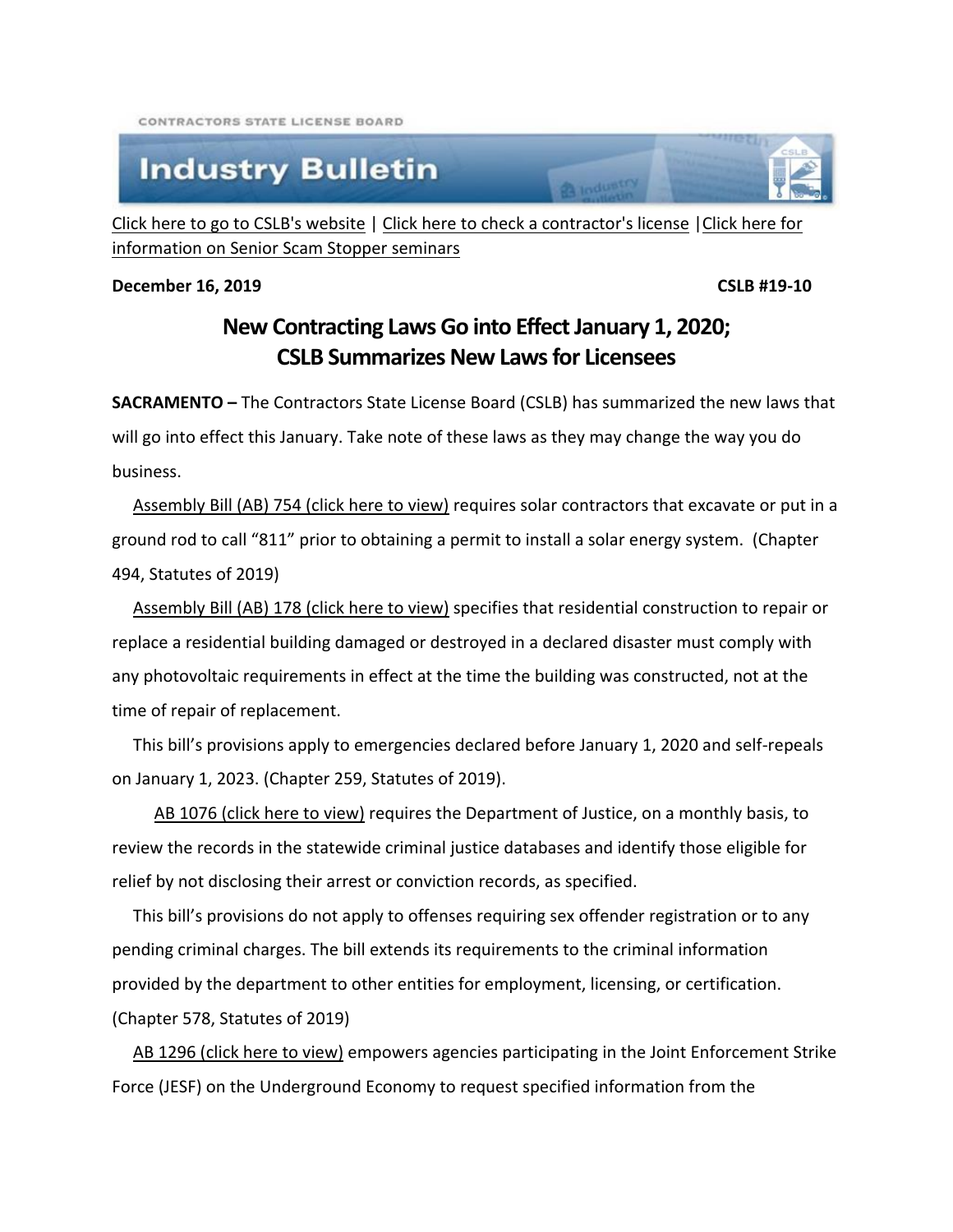CONTRACTORS STATE LICENSE BOARD

# Industry Bulletin

Click here to go to CSLB's website | Click here to check a contractor's license | Click here for information on Senior Scam Stopper seminars

**December 16, 2019** **CSLB #19-10**

## New Contracting Laws Go into Effect January 1, 2020; CSLB Summarizes New Laws for Licensees

**SACRAMENTO –** The Contractors State License Board (CSLB) has summarized the new laws that will go into effect this January. Take note of these laws as they may change the way you do business.

Assembly Bill (AB) 754 (click here to view) requires solar contractors that excavate or put in a ground rod to call "811" prior to obtaining a permit to install a solar energy system. (Chapter 494, Statutes of 2019)

Assembly Bill (AB) 178 (click here to view) specifies that residential construction to repair or replace a residential building damaged or destroyed in a declared disaster must comply with any photovoltaic requirements in effect at the time the building was constructed, not at the time of repair of replacement.

This bill's provisions apply to emergencies declared before January 1, 2020 and self-repeals on January 1, 2023. (Chapter 259, Statutes of 2019).

AB 1076 (click here to view) requires the Department of Justice, on a monthly basis, to review the records in the statewide criminal justice databases and identify those eligible for relief by not disclosing their arrest or conviction records, as specified.

This bill's provisions do not apply to offenses requiring sex offender registration or to any pending criminal charges. The bill extends its requirements to the criminal information provided by the department to other entities for employment, licensing, or certification. (Chapter 578, Statutes of 2019)

AB 1296 (click here to view) empowers agencies participating in the Joint Enforcement Strike Force (JESF) on the Underground Economy to request specified information from the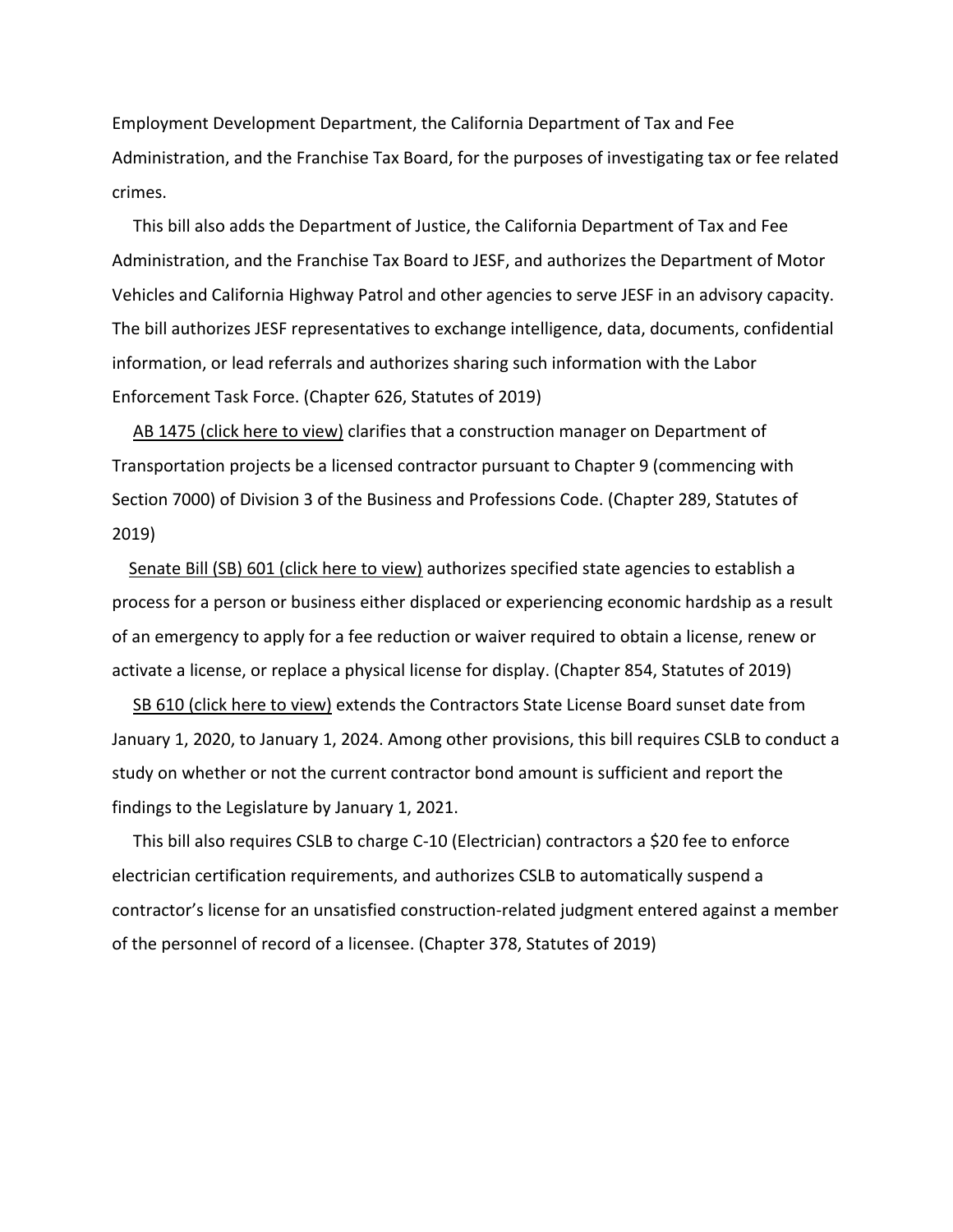Employment Development Department, the California Department of Tax and Fee Administration, and the Franchise Tax Board, for the purposes of investigating tax or fee related crimes.

This bill also adds the Department of Justice, the California Department of Tax and Fee Administration, and the Franchise Tax Board to JESF, and authorizes the Department of Motor Vehicles and California Highway Patrol and other agencies to serve JESF in an advisory capacity. The bill authorizes JESF representatives to exchange intelligence, data, documents, confidential information, or lead referrals and authorizes sharing such information with the Labor Enforcement Task Force. (Chapter 626, Statutes of 2019)

AB 1475 (click here to view) clarifies that a construction manager on Department of Transportation projects be a licensed contractor pursuant to Chapter 9 (commencing with Section 7000) of Division 3 of the Business and Professions Code. (Chapter 289, Statutes of 2019)

Senate Bill (SB) 601 (click here to view) authorizes specified state agencies to establish a process for a person or business either displaced or experiencing economic hardship as a result of an emergency to apply for a fee reduction or waiver required to obtain a license, renew or activate a license, or replace a physical license for display. (Chapter 854, Statutes of 2019)

SB 610 (click here to view) extends the Contractors State License Board sunset date from January 1, 2020, to January 1, 2024. Among other provisions, this bill requires CSLB to conduct a study on whether or not the current contractor bond amount is sufficient and report the findings to the Legislature by January 1, 2021.

This bill also requires CSLB to charge C-10 (Electrician) contractors a $20 fee to enforce electrician certification requirements, and authorizes CSLB to automatically suspend a contractor's license for an unsatisfied construction-related judgment entered against a member of the personnel of record of a licensee. (Chapter 378, Statutes of 2019)